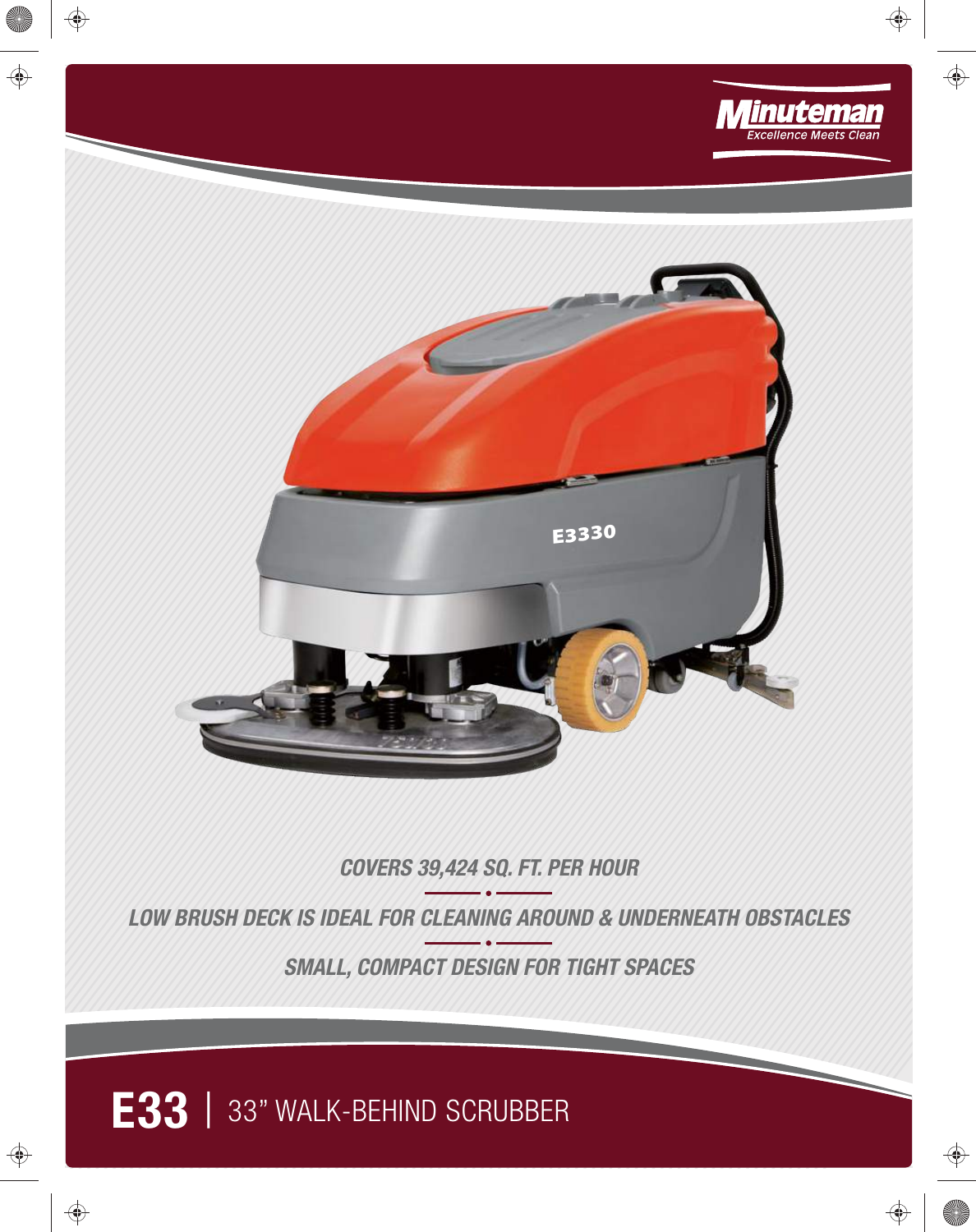Minuteman
*Excellence Meets Clean*

*COVERS 39,424 SQ. FT. PER HOUR*

*LOW BRUSH DECK IS IDEAL FOR CLEANING AROUND & UNDERNEATH OBSTACLES*

*SMALL, COMPACT DESIGN FOR TIGHT SPACES*

# E33 | 33" WALK-BEHIND SCRUBBER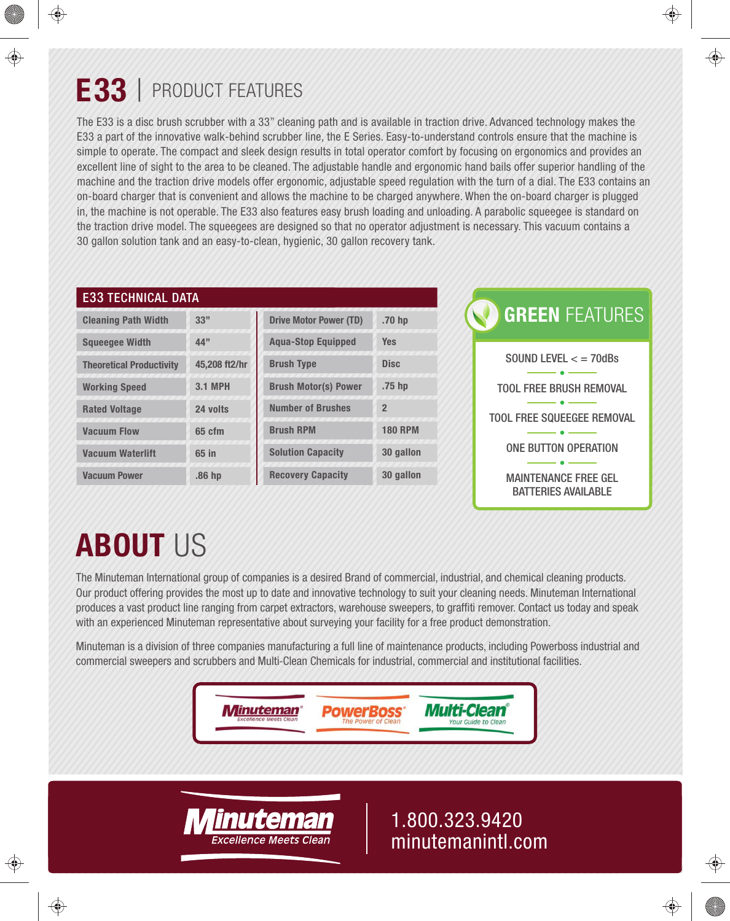# E33 | PRODUCT FEATURES

The E33 is a disc brush scrubber with a 33" cleaning path and is available in traction drive. Advanced technology makes the E33 a part of the innovative walk-behind scrubber line, the E Series. Easy-to-understand controls ensure that the machine is simple to operate. The compact and sleek design results in total operator comfort by focusing on ergonomics and provides an excellent line of sight to the area to be cleaned. The adjustable handle and ergonomic hand bails offer superior handling of the machine and the traction drive models offer ergonomic, adjustable speed regulation with the turn of a dial. The E33 contains an on-board charger that is convenient and allows the machine to be charged anywhere. When the on-board charger is plugged in, the machine is not operable. The E33 also features easy brush loading and unloading. A parabolic squeegee is standard on the traction drive model. The squeegees are designed so that no operator adjustment is necessary. This vacuum contains a 30 gallon solution tank and an easy-to-clean, hygienic, 30 gallon recovery tank.

## E33 TECHNICAL DATA

| | | | |
|---|---|---|---|
| Cleaning Path Width | 33" | Drive Motor Power (TD) | .70 hp |
| Squeegee Width | 44" | Aqua-Stop Equipped | Yes |
| Theoretical Productivity | 45,208 ft2/hr | Brush Type | Disc |
| Working Speed | 3.1 MPH | Brush Motor(s) Power | .75 hp |
| Rated Voltage | 24 volts | Number of Brushes | 2 |
| Vacuum Flow | 65 cfm | Brush RPM | 180 RPM |
| Vacuum Waterlift | 65 in | Solution Capacity | 30 gallon |
| Vacuum Power | .86 hp | Recovery Capacity | 30 gallon |

## GREEN FEATURES

- SOUND LEVEL < = 70dBs
- TOOL FREE BRUSH REMOVAL
- TOOL FREE SQUEEGEE REMOVAL
- ONE BUTTON OPERATION
- MAINTENANCE FREE GEL BATTERIES AVAILABLE

# ABOUT US

The Minuteman International group of companies is a desired Brand of commercial, industrial, and chemical cleaning products. Our product offering provides the most up to date and innovative technology to suit your cleaning needs. Minuteman International produces a vast product line ranging from carpet extractors, warehouse sweepers, to graffiti remover. Contact us today and speak with an experienced Minuteman representative about surveying your facility for a free product demonstration.

Minuteman is a division of three companies manufacturing a full line of maintenance products, including Powerboss industrial and commercial sweepers and scrubbers and Multi-Clean Chemicals for industrial, commercial and institutional facilities.

Minuteman® Excellence Meets Clean | PowerBoss® The Power of Clean | Multi-Clean® Your Guide to Clean

Minuteman Excellence Meets Clean

1.800.323.9420
minutemanintl.com